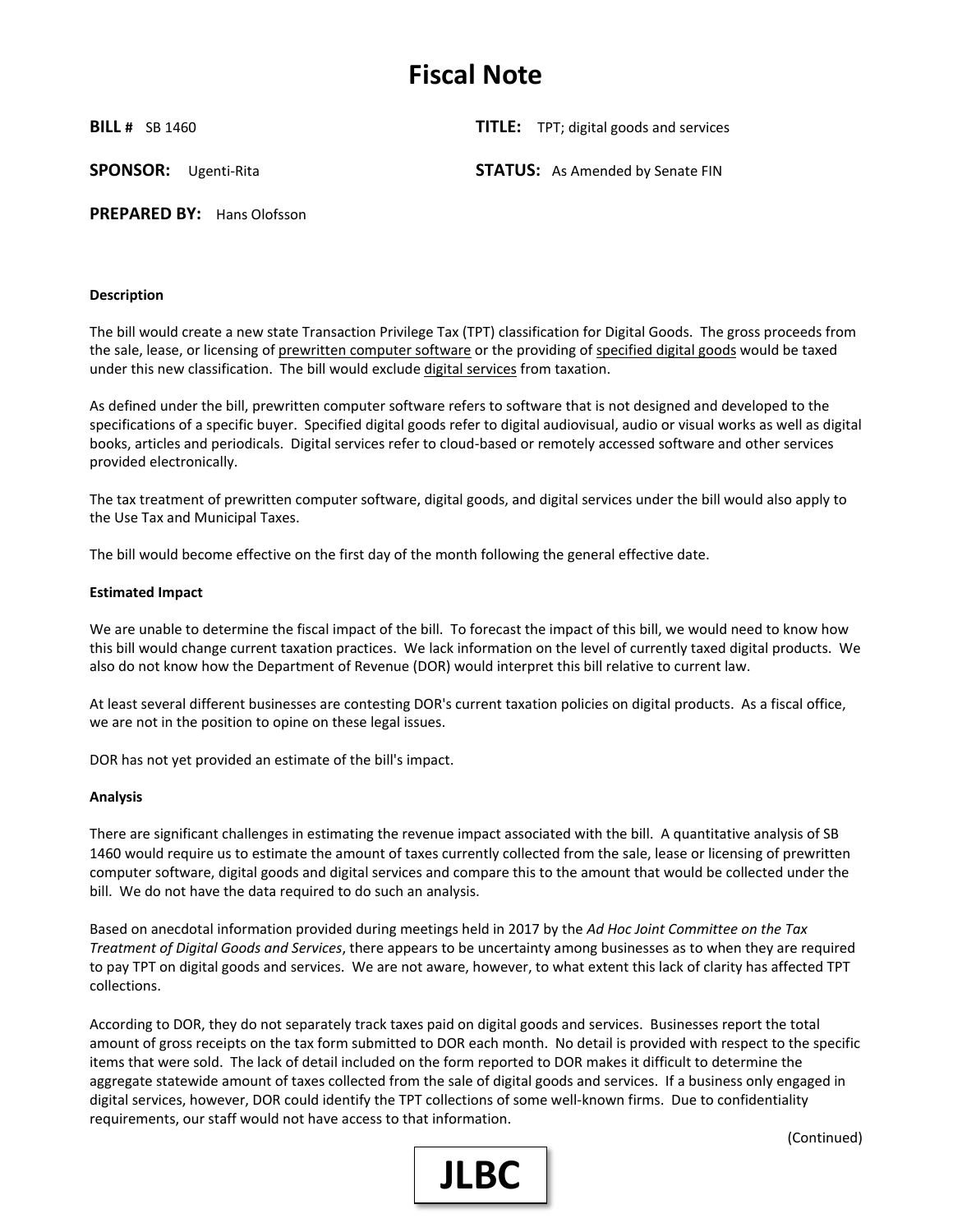# Fiscal Note

**BILL #** SB 1460

**TITLE:** TPT; digital goods and services

**SPONSOR:** Ugenti-Rita

**STATUS:** As Amended by Senate FIN

**PREPARED BY:** Hans Olofsson

#### Description

The bill would create a new state Transaction Privilege Tax (TPT) classification for Digital Goods. The gross proceeds from the sale, lease, or licensing of prewritten computer software or the providing of specified digital goods would be taxed under this new classification. The bill would exclude digital services from taxation.

As defined under the bill, prewritten computer software refers to software that is not designed and developed to the specifications of a specific buyer. Specified digital goods refer to digital audiovisual, audio or visual works as well as digital books, articles and periodicals. Digital services refer to cloud-based or remotely accessed software and other services provided electronically.

The tax treatment of prewritten computer software, digital goods, and digital services under the bill would also apply to the Use Tax and Municipal Taxes.

The bill would become effective on the first day of the month following the general effective date.

#### Estimated Impact

We are unable to determine the fiscal impact of the bill. To forecast the impact of this bill, we would need to know how this bill would change current taxation practices. We lack information on the level of currently taxed digital products. We also do not know how the Department of Revenue (DOR) would interpret this bill relative to current law.

At least several different businesses are contesting DOR's current taxation policies on digital products. As a fiscal office, we are not in the position to opine on these legal issues.

DOR has not yet provided an estimate of the bill's impact.

#### Analysis

There are significant challenges in estimating the revenue impact associated with the bill. A quantitative analysis of SB 1460 would require us to estimate the amount of taxes currently collected from the sale, lease or licensing of prewritten computer software, digital goods and digital services and compare this to the amount that would be collected under the bill. We do not have the data required to do such an analysis.

Based on anecdotal information provided during meetings held in 2017 by the *Ad Hoc Joint Committee on the Tax Treatment of Digital Goods and Services*, there appears to be uncertainty among businesses as to when they are required to pay TPT on digital goods and services. We are not aware, however, to what extent this lack of clarity has affected TPT collections.

According to DOR, they do not separately track taxes paid on digital goods and services. Businesses report the total amount of gross receipts on the tax form submitted to DOR each month. No detail is provided with respect to the specific items that were sold. The lack of detail included on the form reported to DOR makes it difficult to determine the aggregate statewide amount of taxes collected from the sale of digital goods and services. If a business only engaged in digital services, however, DOR could identify the TPT collections of some well-known firms. Due to confidentiality requirements, our staff would not have access to that information.

(Continued)

JLBC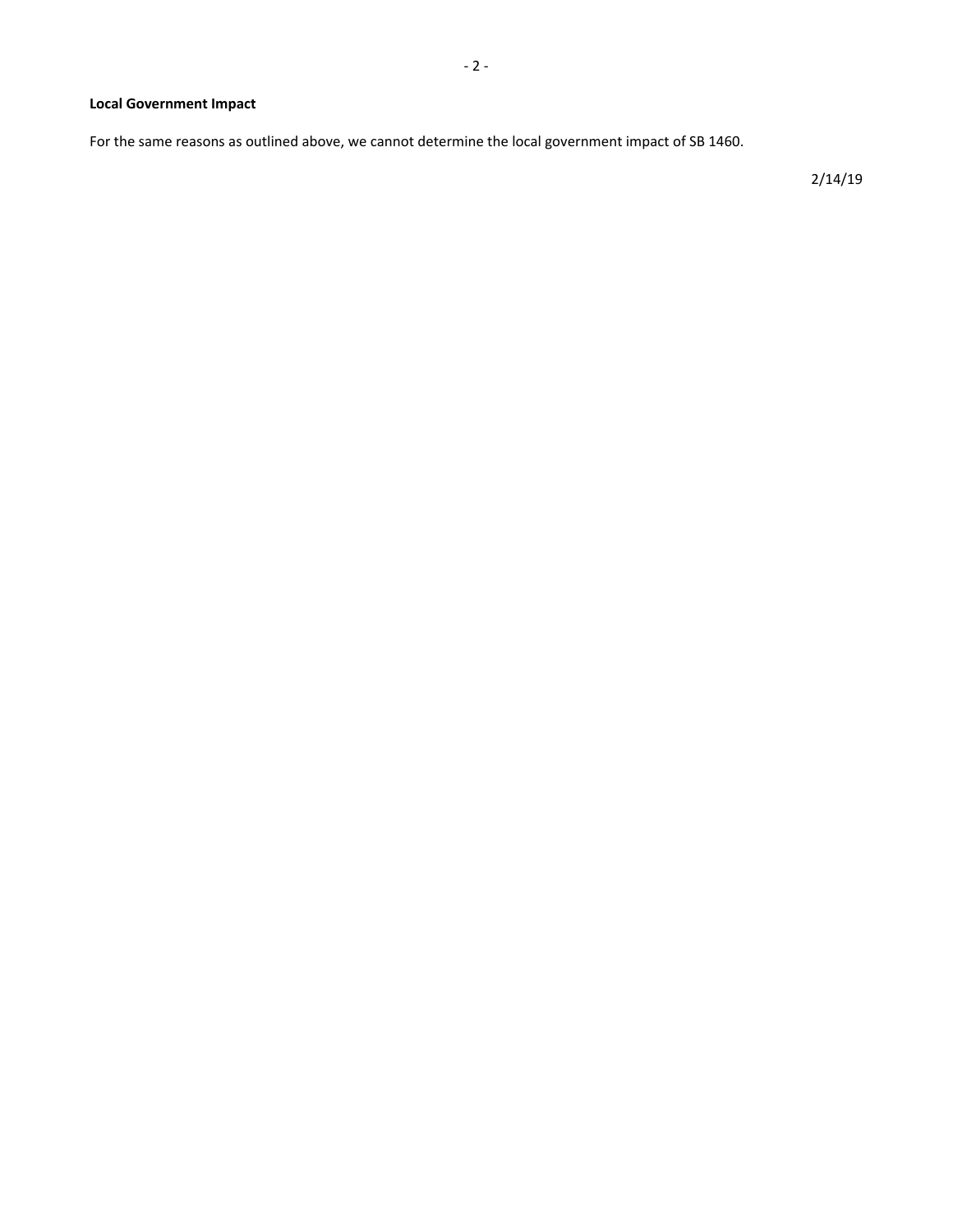**Local Government Impact**

For the same reasons as outlined above, we cannot determine the local government impact of SB 1460.

2/14/19